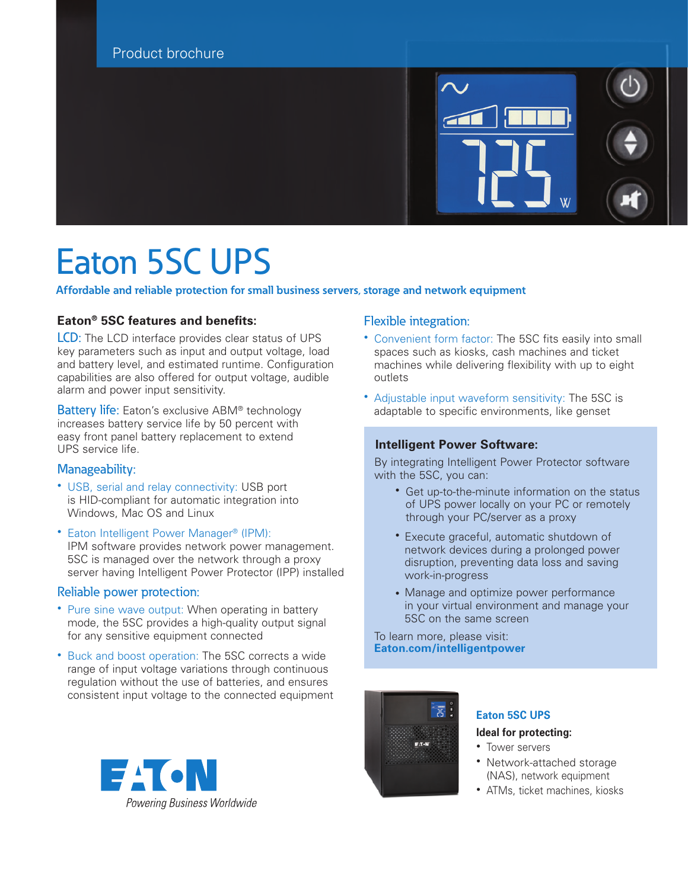Product brochure

# Eaton 5SC UPS

**Affordable and reliable protection for small business servers, storage and network equipment**

### Eaton® 5SC features and benefits:

**LCD:** The LCD interface provides clear status of UPS key parameters such as input and output voltage, load and battery level, and estimated runtime. Configuration capabilities are also offered for output voltage, audible alarm and power input sensitivity.

**Battery life:** Eaton's exclusive ABM® technology increases battery service life by 50 percent with easy front panel battery replacement to extend UPS service life.

### Manageability:

- **USB, serial and relay connectivity:** USB port is HID-compliant for automatic integration into Windows, Mac OS and Linux
- **Eaton Intelligent Power Manager® (IPM):** IPM software provides network power management. 5SC is managed over the network through a proxy server having Intelligent Power Protector (IPP) installed

### Reliable power protection:

- **Pure sine wave output:** When operating in battery mode, the 5SC provides a high-quality output signal for any sensitive equipment connected
- **Buck and boost operation:** The 5SC corrects a wide range of input voltage variations through continuous regulation without the use of batteries, and ensures consistent input voltage to the connected equipment

### Flexible integration:

- **Convenient form factor:** The 5SC fits easily into small spaces such as kiosks, cash machines and ticket machines while delivering flexibility with up to eight outlets
- **Adjustable input waveform sensitivity:** The 5SC is adaptable to specific environments, like genset

### Intelligent Power Software:

By integrating Intelligent Power Protector software with the 5SC, you can:

- Get up-to-the-minute information on the status of UPS power locally on your PC or remotely through your PC/server as a proxy
- Execute graceful, automatic shutdown of network devices during a prolonged power disruption, preventing data loss and saving work-in-progress
- Manage and optimize power performance in your virtual environment and manage your 5SC on the same screen

To learn more, please visit:
**Eaton.com/intelligentpower**

**Eaton 5SC UPS**

**Ideal for protecting:**

- Tower servers
- Network-attached storage (NAS), network equipment
- ATMs, ticket machines, kiosks

EATON
*Powering Business Worldwide*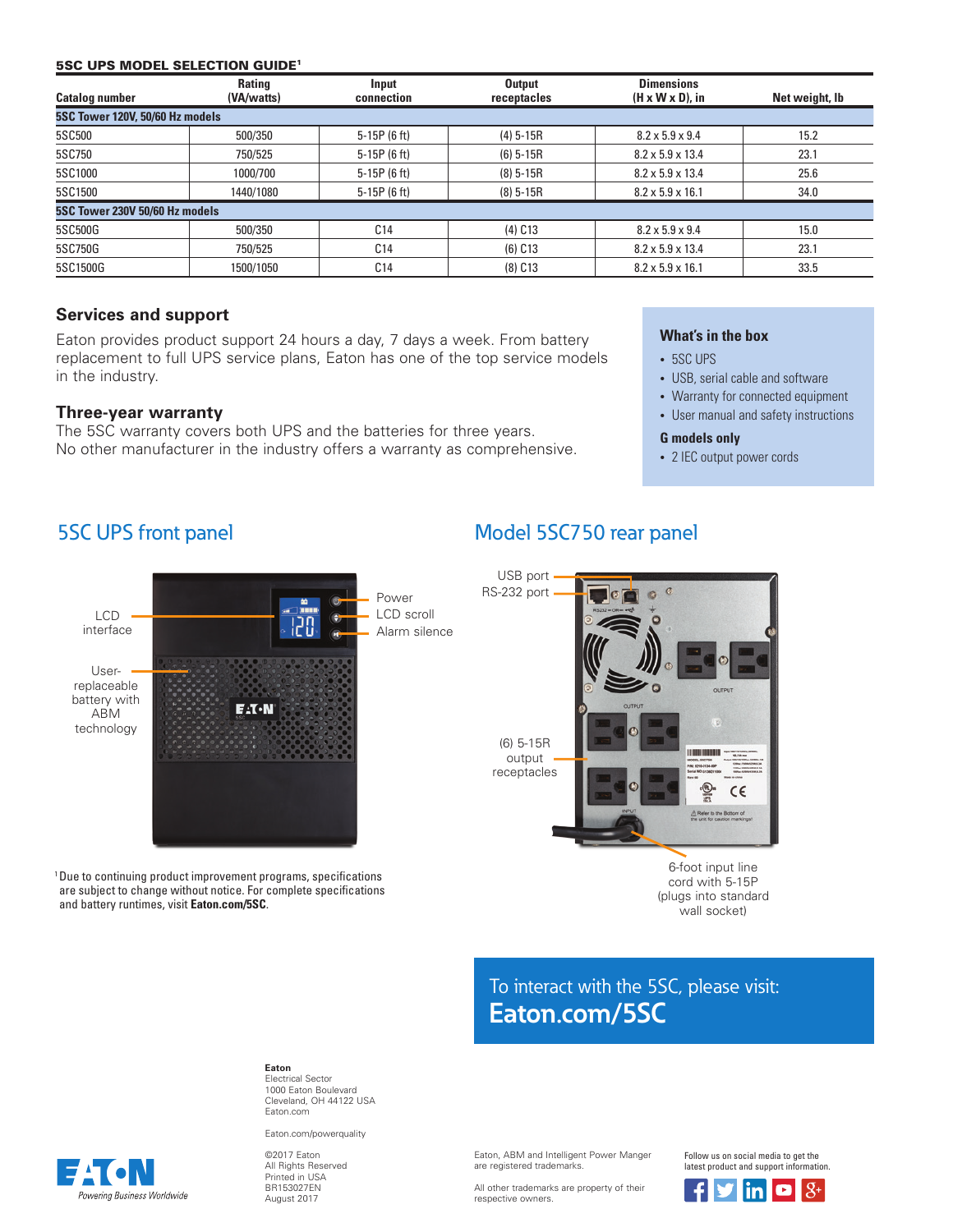## 5SC UPS MODEL SELECTION GUIDE[1]

| Catalog number | Rating (VA/watts) | Input connection | Output receptacles | Dimensions (H x W x D), in | Net weight, lb |
|---|---|---|---|---|---|
| **5SC Tower 120V, 50/60 Hz models** | | | | | |
| 5SC500 | 500/350 | 5-15P (6 ft) | (4) 5-15R | 8.2 x 5.9 x 9.4 | 15.2 |
| 5SC750 | 750/525 | 5-15P (6 ft) | (6) 5-15R | 8.2 x 5.9 x 13.4 | 23.1 |
| 5SC1000 | 1000/700 | 5-15P (6 ft) | (8) 5-15R | 8.2 x 5.9 x 13.4 | 25.6 |
| 5SC1500 | 1440/1080 | 5-15P (6 ft) | (8) 5-15R | 8.2 x 5.9 x 16.1 | 34.0 |
| **5SC Tower 230V 50/60 Hz models** | | | | | |
| 5SC500G | 500/350 | C14 | (4) C13 | 8.2 x 5.9 x 9.4 | 15.0 |
| 5SC750G | 750/525 | C14 | (6) C13 | 8.2 x 5.9 x 13.4 | 23.1 |
| 5SC1500G | 1500/1050 | C14 | (8) C13 | 8.2 x 5.9 x 16.1 | 33.5 |

### Services and support

Eaton provides product support 24 hours a day, 7 days a week. From battery replacement to full UPS service plans, Eaton has one of the top service models in the industry.

### Three-year warranty

The 5SC warranty covers both UPS and the batteries for three years. No other manufacturer in the industry offers a warranty as comprehensive.

### What's in the box

- 5SC UPS
- USB, serial cable and software
- Warranty for connected equipment
- User manual and safety instructions

**G models only**

- 2 IEC output power cords

## 5SC UPS front panel

LCD interface

User-replaceable battery with ABM technology

Power

LCD scroll

Alarm silence

## Model 5SC750 rear panel

USB port

RS-232 port

(6) 5-15R output receptacles

6-foot input line cord with 5-15P (plugs into standard wall socket)

[1] Due to continuing product improvement programs, specifications are subject to change without notice. For complete specifications and battery runtimes, visit **Eaton.com/5SC**.

To interact with the 5SC, please visit:
**Eaton.com/5SC**

**Eaton**
Electrical Sector
1000 Eaton Boulevard
Cleveland, OH 44122 USA
Eaton.com

Eaton.com/powerquality

©2017 Eaton
All Rights Reserved
Printed in USA
BR153027EN
August 2017

Eaton, ABM and Intelligent Power Manger are registered trademarks.

All other trademarks are property of their respective owners.

Follow us on social media to get the latest product and support information.

EATON
Powering Business Worldwide